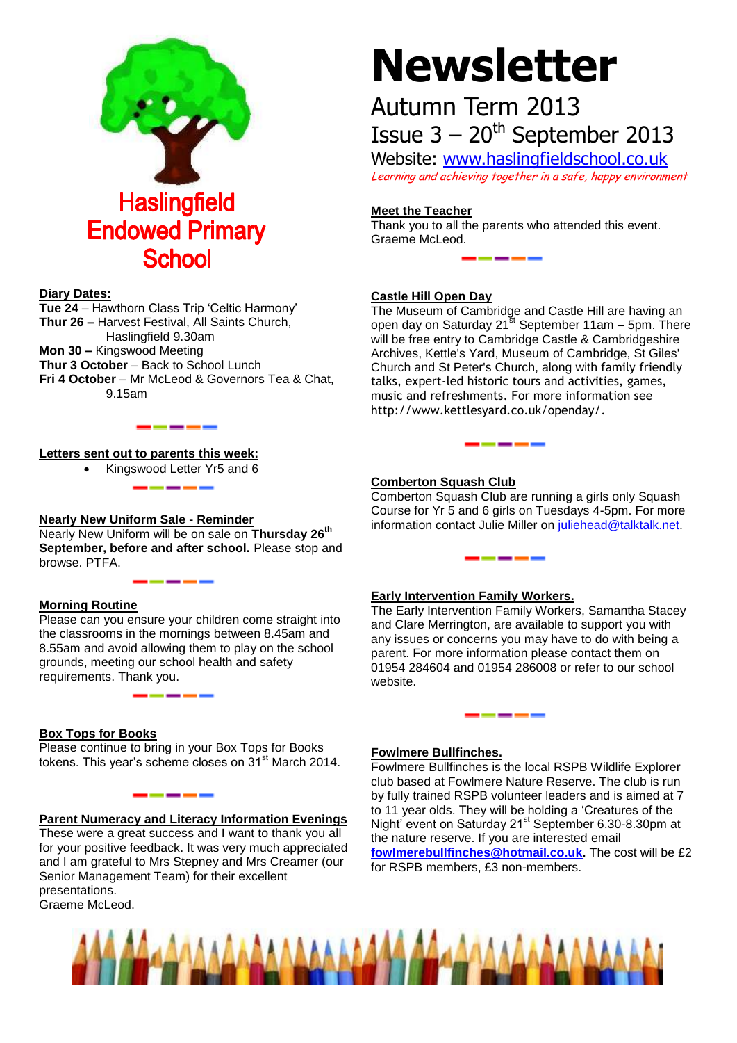# Haslingfield Endowed Primary School

# Newsletter

## Autumn Term 2013

## Issue 3 – 20th September 2013

Website: www.haslingfieldschool.co.uk

*Learning and achieving together in a safe, happy environment*

**Diary Dates:**

**Tue 24** – Hawthorn Class Trip 'Celtic Harmony'
**Thur 26 –** Harvest Festival, All Saints Church, Haslingfield 9.30am
**Mon 30 –** Kingswood Meeting
**Thur 3 October** – Back to School Lunch
**Fri 4 October** – Mr McLeod & Governors Tea & Chat, 9.15am

**Letters sent out to parents this week:**

- Kingswood Letter Yr5 and 6

**Nearly New Uniform Sale - Reminder**

Nearly New Uniform will be on sale on **Thursday 26th September, before and after school.** Please stop and browse. PTFA.

**Morning Routine**

Please can you ensure your children come straight into the classrooms in the mornings between 8.45am and 8.55am and avoid allowing them to play on the school grounds, meeting our school health and safety requirements. Thank you.

**Box Tops for Books**

Please continue to bring in your Box Tops for Books tokens. This year's scheme closes on 31st March 2014.

**Parent Numeracy and Literacy Information Evenings**

These were a great success and I want to thank you all for your positive feedback. It was very much appreciated and I am grateful to Mrs Stepney and Mrs Creamer (our Senior Management Team) for their excellent presentations.
Graeme McLeod.

**Meet the Teacher**

Thank you to all the parents who attended this event.
Graeme McLeod.

**Castle Hill Open Day**

The Museum of Cambridge and Castle Hill are having an open day on Saturday 21st September 11am – 5pm. There will be free entry to Cambridge Castle & Cambridgeshire Archives, Kettle's Yard, Museum of Cambridge, St Giles' Church and St Peter's Church, along with family friendly talks, expert-led historic tours and activities, games, music and refreshments. For more information see http://www.kettlesyard.co.uk/openday/.

**Comberton Squash Club**

Comberton Squash Club are running a girls only Squash Course for Yr 5 and 6 girls on Tuesdays 4-5pm. For more information contact Julie Miller on juliehead@talktalk.net.

**Early Intervention Family Workers.**

The Early Intervention Family Workers, Samantha Stacey and Clare Merrington, are available to support you with any issues or concerns you may have to do with being a parent. For more information please contact them on 01954 284604 and 01954 286008 or refer to our school website.

**Fowlmere Bullfinches.**

Fowlmere Bullfinches is the local RSPB Wildlife Explorer club based at Fowlmere Nature Reserve. The club is run by fully trained RSPB volunteer leaders and is aimed at 7 to 11 year olds. They will be holding a 'Creatures of the Night' event on Saturday 21st September 6.30-8.30pm at the nature reserve. If you are interested email **fowlmerebullfinches@hotmail.co.uk.** The cost will be £2 for RSPB members, £3 non-members.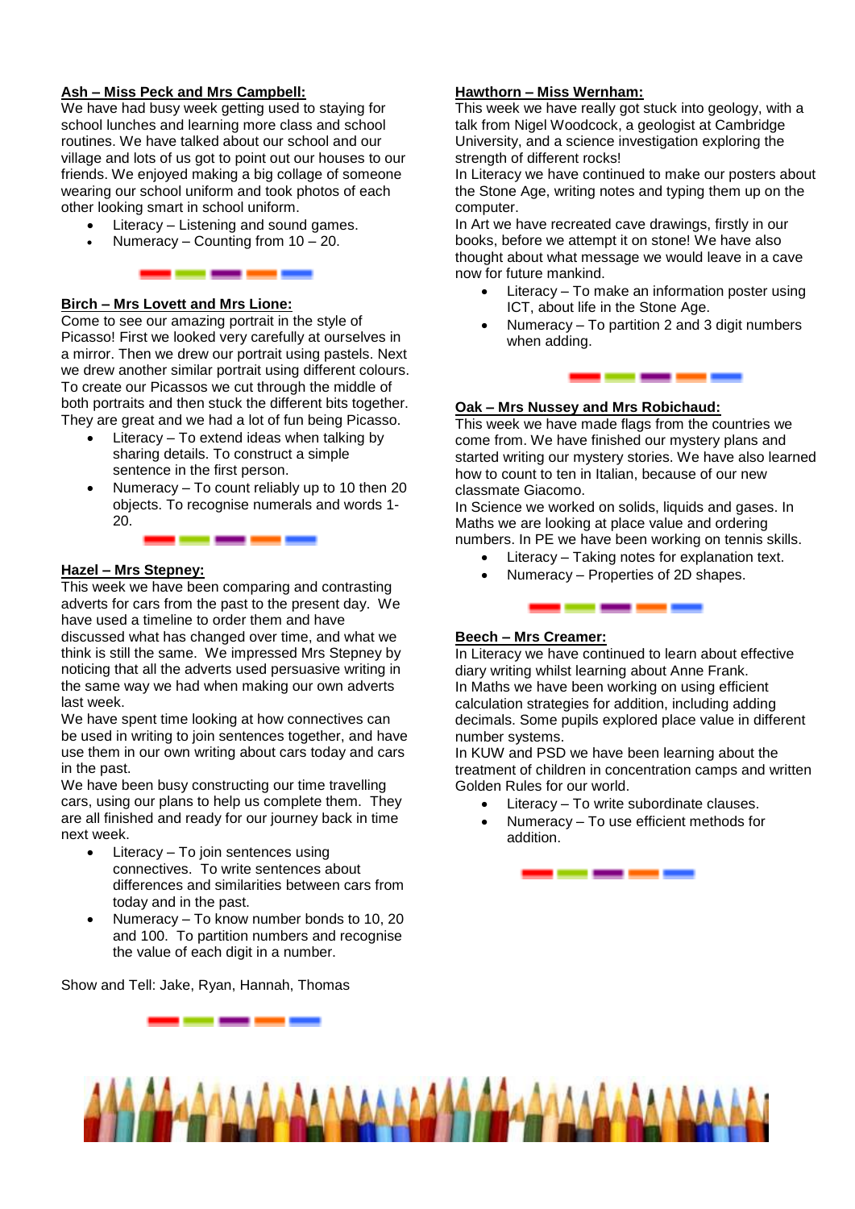## Ash – Miss Peck and Mrs Campbell:

We have had busy week getting used to staying for school lunches and learning more class and school routines. We have talked about our school and our village and lots of us got to point out our houses to our friends. We enjoyed making a big collage of someone wearing our school uniform and took photos of each other looking smart in school uniform.

- Literacy – Listening and sound games.
- Numeracy – Counting from 10 – 20.

## Birch – Mrs Lovett and Mrs Lione:

Come to see our amazing portrait in the style of Picasso! First we looked very carefully at ourselves in a mirror. Then we drew our portrait using pastels. Next we drew another similar portrait using different colours. To create our Picassos we cut through the middle of both portraits and then stuck the different bits together. They are great and we had a lot of fun being Picasso.

- Literacy – To extend ideas when talking by sharing details. To construct a simple sentence in the first person.
- Numeracy – To count reliably up to 10 then 20 objects. To recognise numerals and words 1-20.

## Hazel – Mrs Stepney:

This week we have been comparing and contrasting adverts for cars from the past to the present day. We have used a timeline to order them and have discussed what has changed over time, and what we think is still the same. We impressed Mrs Stepney by noticing that all the adverts used persuasive writing in the same way we had when making our own adverts last week.

We have spent time looking at how connectives can be used in writing to join sentences together, and have use them in our own writing about cars today and cars in the past.

We have been busy constructing our time travelling cars, using our plans to help us complete them. They are all finished and ready for our journey back in time next week.

- Literacy – To join sentences using connectives. To write sentences about differences and similarities between cars from today and in the past.
- Numeracy – To know number bonds to 10, 20 and 100. To partition numbers and recognise the value of each digit in a number.

Show and Tell: Jake, Ryan, Hannah, Thomas

## Hawthorn – Miss Wernham:

This week we have really got stuck into geology, with a talk from Nigel Woodcock, a geologist at Cambridge University, and a science investigation exploring the strength of different rocks!

In Literacy we have continued to make our posters about the Stone Age, writing notes and typing them up on the computer.

In Art we have recreated cave drawings, firstly in our books, before we attempt it on stone! We have also thought about what message we would leave in a cave now for future mankind.

- Literacy – To make an information poster using ICT, about life in the Stone Age.
- Numeracy – To partition 2 and 3 digit numbers when adding.

## Oak – Mrs Nussey and Mrs Robichaud:

This week we have made flags from the countries we come from. We have finished our mystery plans and started writing our mystery stories. We have also learned how to count to ten in Italian, because of our new classmate Giacomo.

In Science we worked on solids, liquids and gases. In Maths we are looking at place value and ordering numbers. In PE we have been working on tennis skills.

- Literacy – Taking notes for explanation text.
- Numeracy – Properties of 2D shapes.

## Beech – Mrs Creamer:

In Literacy we have continued to learn about effective diary writing whilst learning about Anne Frank.

In Maths we have been working on using efficient calculation strategies for addition, including adding decimals. Some pupils explored place value in different number systems.

In KUW and PSD we have been learning about the treatment of children in concentration camps and written Golden Rules for our world.

- Literacy – To write subordinate clauses.
- Numeracy – To use efficient methods for addition.